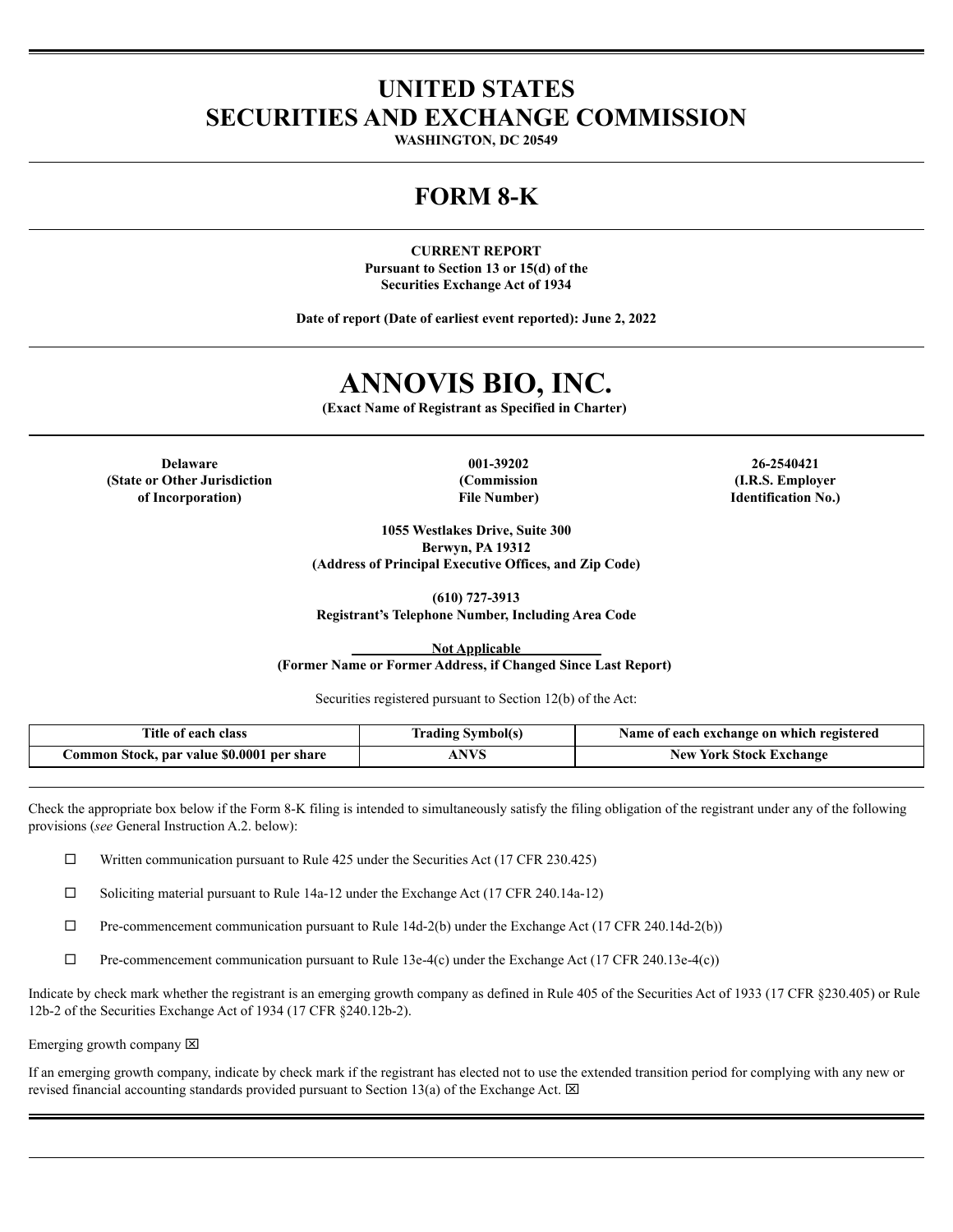# UNITED STATES
# SECURITIES AND EXCHANGE COMMISSION

**WASHINGTON, DC 20549**

# FORM 8-K

**CURRENT REPORT**
**Pursuant to Section 13 or 15(d) of the**
**Securities Exchange Act of 1934**

**Date of report (Date of earliest event reported): June 2, 2022**

# ANNOVIS BIO, INC.

**(Exact Name of Registrant as Specified in Charter)**

| Delaware | 001-39202 | 26-2540421 |
|---|---|---|
| (State or Other Jurisdiction of Incorporation) | (Commission File Number) | (I.R.S. Employer Identification No.) |

**1055 Westlakes Drive, Suite 300**
**Berwyn, PA 19312**
**(Address of Principal Executive Offices, and Zip Code)**

**(610) 727-3913**
**Registrant's Telephone Number, Including Area Code**

**Not Applicable**
**(Former Name or Former Address, if Changed Since Last Report)**

Securities registered pursuant to Section 12(b) of the Act:

| Title of each class | Trading Symbol(s) | Name of each exchange on which registered |
|---|---|---|
| Common Stock, par value $0.0001 per share | ANVS | New York Stock Exchange |

Check the appropriate box below if the Form 8-K filing is intended to simultaneously satisfy the filing obligation of the registrant under any of the following provisions (*see* General Instruction A.2. below):

☐ Written communication pursuant to Rule 425 under the Securities Act (17 CFR 230.425)

☐ Soliciting material pursuant to Rule 14a-12 under the Exchange Act (17 CFR 240.14a-12)

☐ Pre-commencement communication pursuant to Rule 14d-2(b) under the Exchange Act (17 CFR 240.14d-2(b))

☐ Pre-commencement communication pursuant to Rule 13e-4(c) under the Exchange Act (17 CFR 240.13e-4(c))

Indicate by check mark whether the registrant is an emerging growth company as defined in Rule 405 of the Securities Act of 1933 (17 CFR §230.405) or Rule 12b-2 of the Securities Exchange Act of 1934 (17 CFR §240.12b-2).

Emerging growth company ☒

If an emerging growth company, indicate by check mark if the registrant has elected not to use the extended transition period for complying with any new or revised financial accounting standards provided pursuant to Section 13(a) of the Exchange Act. ☒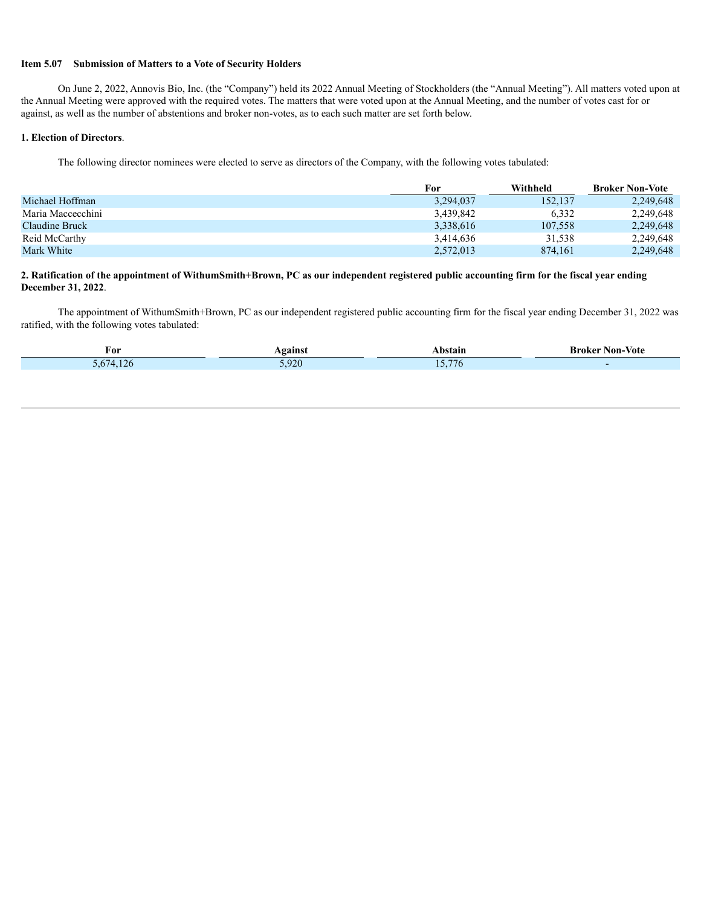**Item 5.07 Submission of Matters to a Vote of Security Holders**

On June 2, 2022, Annovis Bio, Inc. (the "Company") held its 2022 Annual Meeting of Stockholders (the "Annual Meeting"). All matters voted upon at the Annual Meeting were approved with the required votes. The matters that were voted upon at the Annual Meeting, and the number of votes cast for or against, as well as the number of abstentions and broker non-votes, as to each such matter are set forth below.

**1. Election of Directors**.

The following director nominees were elected to serve as directors of the Company, with the following votes tabulated:

| | For | Withheld | Broker Non-Vote |
|---|---|---|---|
| Michael Hoffman | 3,294,037 | 152,137 | 2,249,648 |
| Maria Maccecchini | 3,439,842 | 6,332 | 2,249,648 |
| Claudine Bruck | 3,338,616 | 107,558 | 2,249,648 |
| Reid McCarthy | 3,414,636 | 31,538 | 2,249,648 |
| Mark White | 2,572,013 | 874,161 | 2,249,648 |

**2. Ratification of the appointment of WithumSmith+Brown, PC as our independent registered public accounting firm for the fiscal year ending December 31, 2022**.

The appointment of WithumSmith+Brown, PC as our independent registered public accounting firm for the fiscal year ending December 31, 2022 was ratified, with the following votes tabulated:

| For | Against | Abstain | Broker Non-Vote |
|---|---|---|---|
| 5,674,126 | 5,920 | 15,776 | - |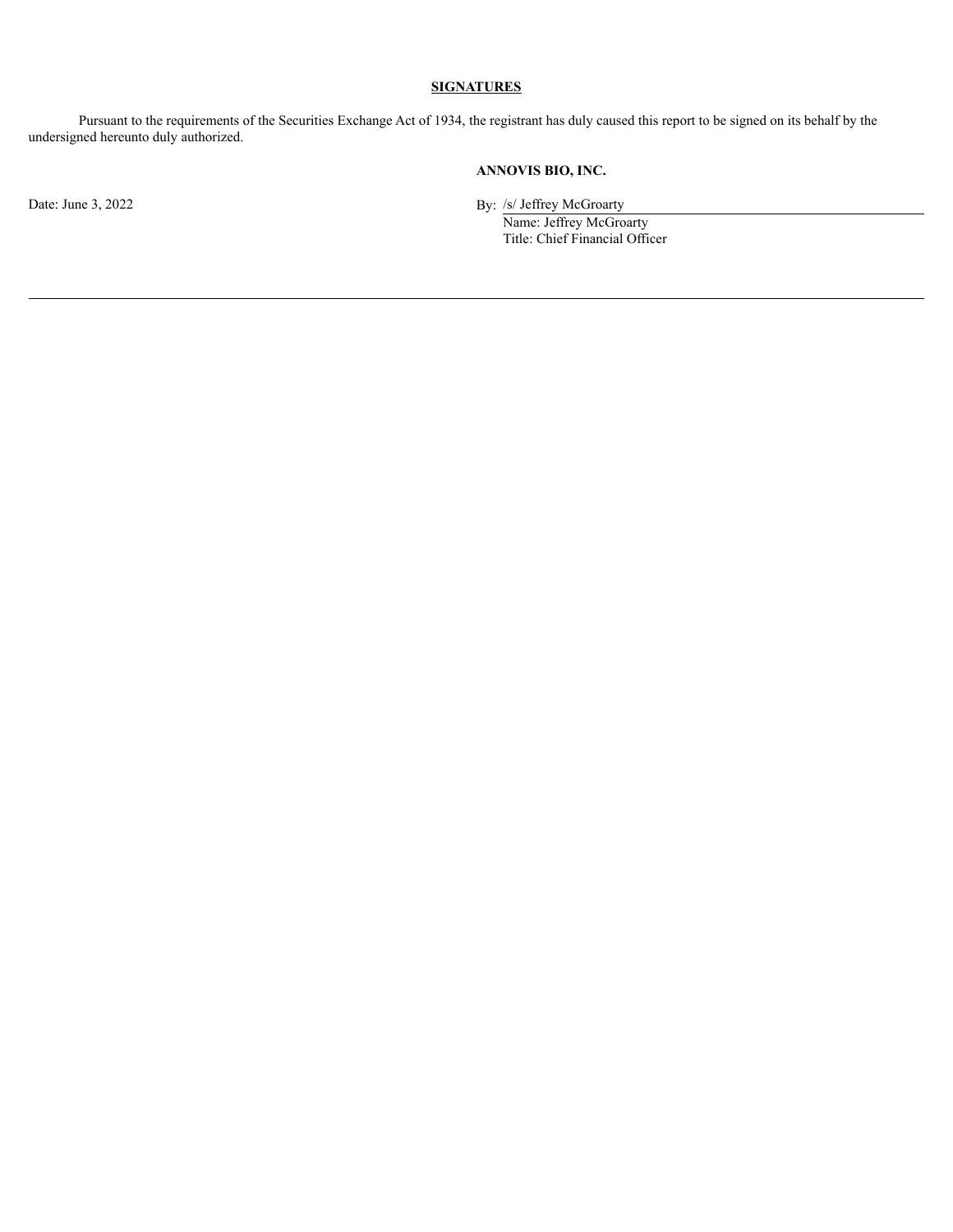## SIGNATURES

Pursuant to the requirements of the Securities Exchange Act of 1934, the registrant has duly caused this report to be signed on its behalf by the undersigned hereunto duly authorized.

**ANNOVIS BIO, INC.**

Date: June 3, 2022

By: /s/ Jeffrey McGroarty
Name: Jeffrey McGroarty
Title: Chief Financial Officer